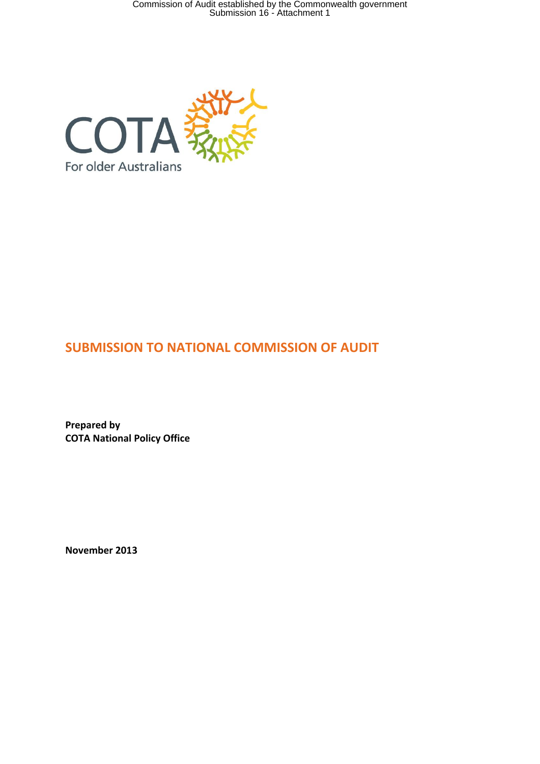Commission of Audit established by the Commonwealth government
Submission 16 - Attachment 1

COTA
For older Australians

# SUBMISSION TO NATIONAL COMMISSION OF AUDIT

**Prepared by**
**COTA National Policy Office**

**November 2013**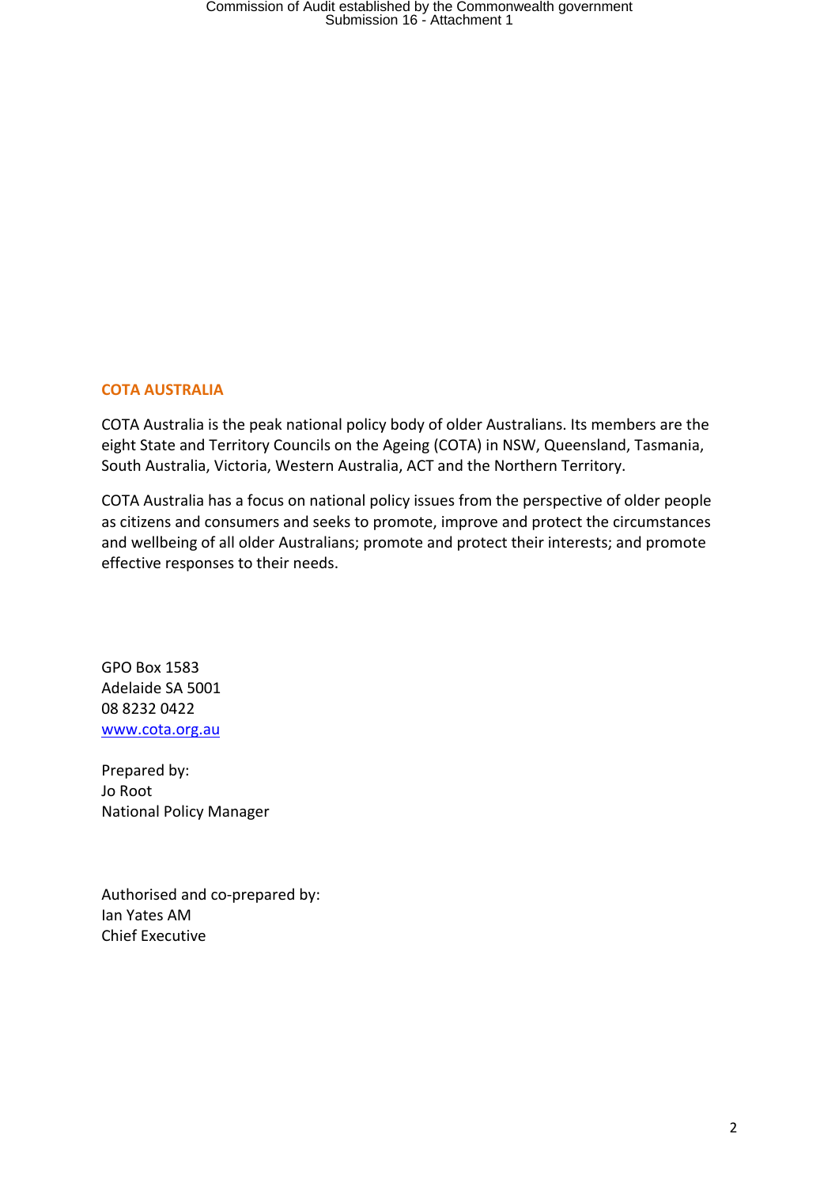## COTA AUSTRALIA

COTA Australia is the peak national policy body of older Australians. Its members are the eight State and Territory Councils on the Ageing (COTA) in NSW, Queensland, Tasmania, South Australia, Victoria, Western Australia, ACT and the Northern Territory.

COTA Australia has a focus on national policy issues from the perspective of older people as citizens and consumers and seeks to promote, improve and protect the circumstances and wellbeing of all older Australians; promote and protect their interests; and promote effective responses to their needs.

GPO Box 1583
Adelaide SA 5001
08 8232 0422
www.cota.org.au

Prepared by:
Jo Root
National Policy Manager

Authorised and co-prepared by:
Ian Yates AM
Chief Executive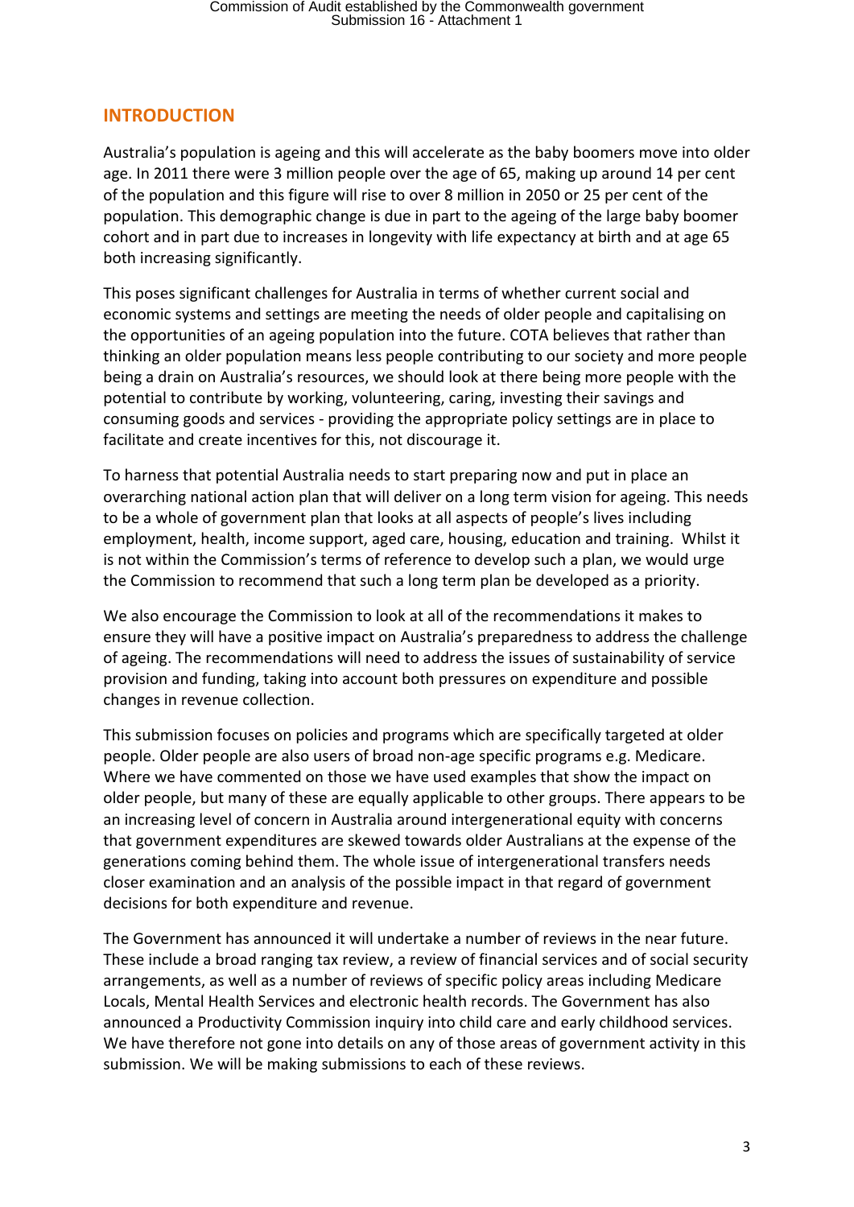## INTRODUCTION

Australia's population is ageing and this will accelerate as the baby boomers move into older age. In 2011 there were 3 million people over the age of 65, making up around 14 per cent of the population and this figure will rise to over 8 million in 2050 or 25 per cent of the population. This demographic change is due in part to the ageing of the large baby boomer cohort and in part due to increases in longevity with life expectancy at birth and at age 65 both increasing significantly.

This poses significant challenges for Australia in terms of whether current social and economic systems and settings are meeting the needs of older people and capitalising on the opportunities of an ageing population into the future. COTA believes that rather than thinking an older population means less people contributing to our society and more people being a drain on Australia's resources, we should look at there being more people with the potential to contribute by working, volunteering, caring, investing their savings and consuming goods and services - providing the appropriate policy settings are in place to facilitate and create incentives for this, not discourage it.

To harness that potential Australia needs to start preparing now and put in place an overarching national action plan that will deliver on a long term vision for ageing. This needs to be a whole of government plan that looks at all aspects of people's lives including employment, health, income support, aged care, housing, education and training. Whilst it is not within the Commission's terms of reference to develop such a plan, we would urge the Commission to recommend that such a long term plan be developed as a priority.

We also encourage the Commission to look at all of the recommendations it makes to ensure they will have a positive impact on Australia's preparedness to address the challenge of ageing. The recommendations will need to address the issues of sustainability of service provision and funding, taking into account both pressures on expenditure and possible changes in revenue collection.

This submission focuses on policies and programs which are specifically targeted at older people. Older people are also users of broad non-age specific programs e.g. Medicare. Where we have commented on those we have used examples that show the impact on older people, but many of these are equally applicable to other groups. There appears to be an increasing level of concern in Australia around intergenerational equity with concerns that government expenditures are skewed towards older Australians at the expense of the generations coming behind them. The whole issue of intergenerational transfers needs closer examination and an analysis of the possible impact in that regard of government decisions for both expenditure and revenue.

The Government has announced it will undertake a number of reviews in the near future. These include a broad ranging tax review, a review of financial services and of social security arrangements, as well as a number of reviews of specific policy areas including Medicare Locals, Mental Health Services and electronic health records. The Government has also announced a Productivity Commission inquiry into child care and early childhood services. We have therefore not gone into details on any of those areas of government activity in this submission. We will be making submissions to each of these reviews.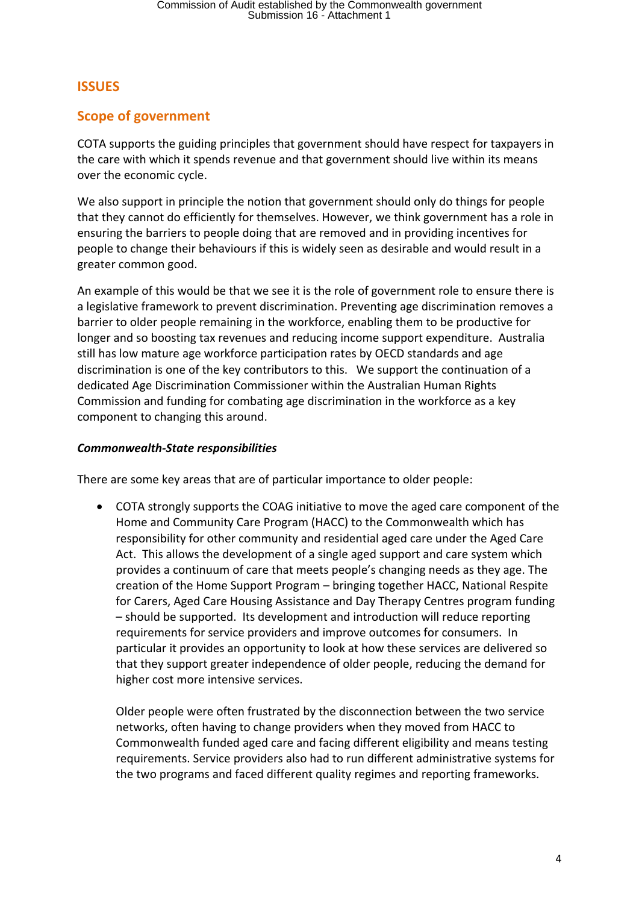## ISSUES

### Scope of government

COTA supports the guiding principles that government should have respect for taxpayers in the care with which it spends revenue and that government should live within its means over the economic cycle.

We also support in principle the notion that government should only do things for people that they cannot do efficiently for themselves. However, we think government has a role in ensuring the barriers to people doing that are removed and in providing incentives for people to change their behaviours if this is widely seen as desirable and would result in a greater common good.

An example of this would be that we see it is the role of government role to ensure there is a legislative framework to prevent discrimination. Preventing age discrimination removes a barrier to older people remaining in the workforce, enabling them to be productive for longer and so boosting tax revenues and reducing income support expenditure. Australia still has low mature age workforce participation rates by OECD standards and age discrimination is one of the key contributors to this. We support the continuation of a dedicated Age Discrimination Commissioner within the Australian Human Rights Commission and funding for combating age discrimination in the workforce as a key component to changing this around.

#### *Commonwealth-State responsibilities*

There are some key areas that are of particular importance to older people:

- COTA strongly supports the COAG initiative to move the aged care component of the Home and Community Care Program (HACC) to the Commonwealth which has responsibility for other community and residential aged care under the Aged Care Act. This allows the development of a single aged support and care system which provides a continuum of care that meets people's changing needs as they age. The creation of the Home Support Program – bringing together HACC, National Respite for Carers, Aged Care Housing Assistance and Day Therapy Centres program funding – should be supported. Its development and introduction will reduce reporting requirements for service providers and improve outcomes for consumers. In particular it provides an opportunity to look at how these services are delivered so that they support greater independence of older people, reducing the demand for higher cost more intensive services.

  Older people were often frustrated by the disconnection between the two service networks, often having to change providers when they moved from HACC to Commonwealth funded aged care and facing different eligibility and means testing requirements. Service providers also had to run different administrative systems for the two programs and faced different quality regimes and reporting frameworks.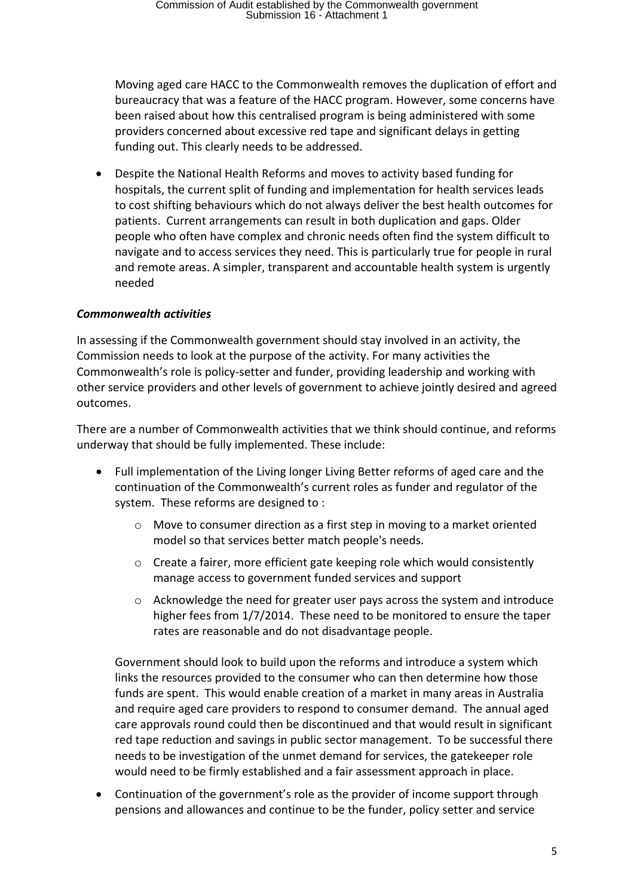Moving aged care HACC to the Commonwealth removes the duplication of effort and bureaucracy that was a feature of the HACC program. However, some concerns have been raised about how this centralised program is being administered with some providers concerned about excessive red tape and significant delays in getting funding out. This clearly needs to be addressed.

- Despite the National Health Reforms and moves to activity based funding for hospitals, the current split of funding and implementation for health services leads to cost shifting behaviours which do not always deliver the best health outcomes for patients. Current arrangements can result in both duplication and gaps. Older people who often have complex and chronic needs often find the system difficult to navigate and to access services they need. This is particularly true for people in rural and remote areas. A simpler, transparent and accountable health system is urgently needed

***Commonwealth activities***

In assessing if the Commonwealth government should stay involved in an activity, the Commission needs to look at the purpose of the activity. For many activities the Commonwealth's role is policy-setter and funder, providing leadership and working with other service providers and other levels of government to achieve jointly desired and agreed outcomes.

There are a number of Commonwealth activities that we think should continue, and reforms underway that should be fully implemented. These include:

- Full implementation of the Living longer Living Better reforms of aged care and the continuation of the Commonwealth's current roles as funder and regulator of the system. These reforms are designed to :
    - Move to consumer direction as a first step in moving to a market oriented model so that services better match people's needs.
    - Create a fairer, more efficient gate keeping role which would consistently manage access to government funded services and support
    - Acknowledge the need for greater user pays across the system and introduce higher fees from 1/7/2014. These need to be monitored to ensure the taper rates are reasonable and do not disadvantage people.

  Government should look to build upon the reforms and introduce a system which links the resources provided to the consumer who can then determine how those funds are spent. This would enable creation of a market in many areas in Australia and require aged care providers to respond to consumer demand. The annual aged care approvals round could then be discontinued and that would result in significant red tape reduction and savings in public sector management. To be successful there needs to be investigation of the unmet demand for services, the gatekeeper role would need to be firmly established and a fair assessment approach in place.

- Continuation of the government's role as the provider of income support through pensions and allowances and continue to be the funder, policy setter and service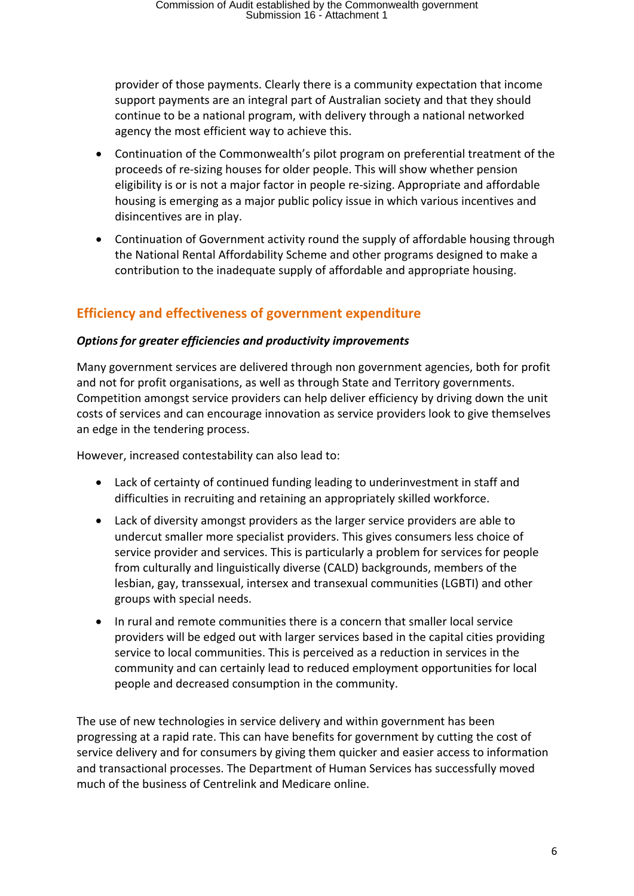provider of those payments. Clearly there is a community expectation that income support payments are an integral part of Australian society and that they should continue to be a national program, with delivery through a national networked agency the most efficient way to achieve this.

- Continuation of the Commonwealth's pilot program on preferential treatment of the proceeds of re-sizing houses for older people. This will show whether pension eligibility is or is not a major factor in people re-sizing. Appropriate and affordable housing is emerging as a major public policy issue in which various incentives and disincentives are in play.
- Continuation of Government activity round the supply of affordable housing through the National Rental Affordability Scheme and other programs designed to make a contribution to the inadequate supply of affordable and appropriate housing.

## Efficiency and effectiveness of government expenditure

***Options for greater efficiencies and productivity improvements***

Many government services are delivered through non government agencies, both for profit and not for profit organisations, as well as through State and Territory governments. Competition amongst service providers can help deliver efficiency by driving down the unit costs of services and can encourage innovation as service providers look to give themselves an edge in the tendering process.

However, increased contestability can also lead to:

- Lack of certainty of continued funding leading to underinvestment in staff and difficulties in recruiting and retaining an appropriately skilled workforce.
- Lack of diversity amongst providers as the larger service providers are able to undercut smaller more specialist providers. This gives consumers less choice of service provider and services. This is particularly a problem for services for people from culturally and linguistically diverse (CALD) backgrounds, members of the lesbian, gay, transsexual, intersex and transexual communities (LGBTI) and other groups with special needs.
- In rural and remote communities there is a concern that smaller local service providers will be edged out with larger services based in the capital cities providing service to local communities. This is perceived as a reduction in services in the community and can certainly lead to reduced employment opportunities for local people and decreased consumption in the community.

The use of new technologies in service delivery and within government has been progressing at a rapid rate. This can have benefits for government by cutting the cost of service delivery and for consumers by giving them quicker and easier access to information and transactional processes. The Department of Human Services has successfully moved much of the business of Centrelink and Medicare online.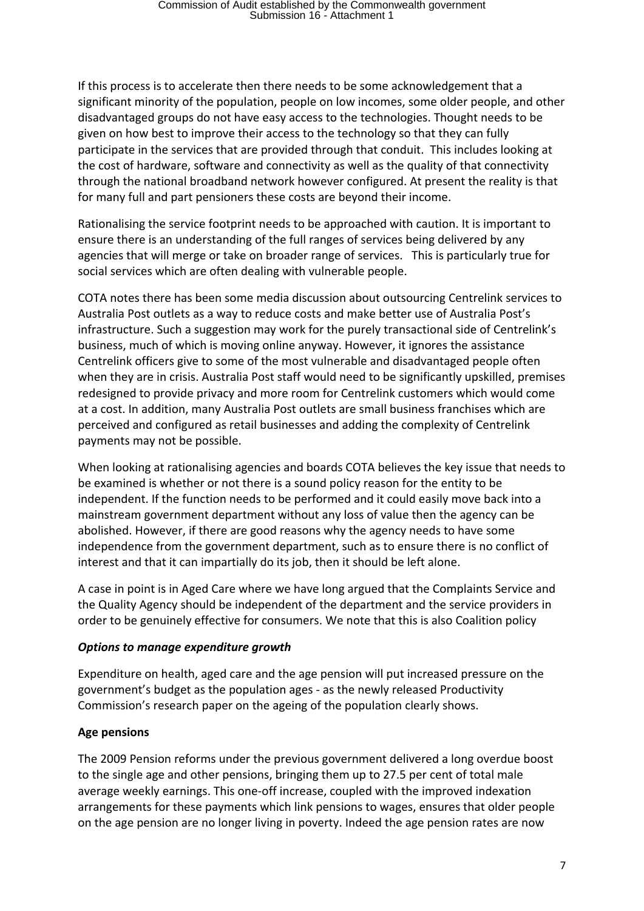If this process is to accelerate then there needs to be some acknowledgement that a significant minority of the population, people on low incomes, some older people, and other disadvantaged groups do not have easy access to the technologies. Thought needs to be given on how best to improve their access to the technology so that they can fully participate in the services that are provided through that conduit. This includes looking at the cost of hardware, software and connectivity as well as the quality of that connectivity through the national broadband network however configured. At present the reality is that for many full and part pensioners these costs are beyond their income.

Rationalising the service footprint needs to be approached with caution. It is important to ensure there is an understanding of the full ranges of services being delivered by any agencies that will merge or take on broader range of services. This is particularly true for social services which are often dealing with vulnerable people.

COTA notes there has been some media discussion about outsourcing Centrelink services to Australia Post outlets as a way to reduce costs and make better use of Australia Post's infrastructure. Such a suggestion may work for the purely transactional side of Centrelink's business, much of which is moving online anyway. However, it ignores the assistance Centrelink officers give to some of the most vulnerable and disadvantaged people often when they are in crisis. Australia Post staff would need to be significantly upskilled, premises redesigned to provide privacy and more room for Centrelink customers which would come at a cost. In addition, many Australia Post outlets are small business franchises which are perceived and configured as retail businesses and adding the complexity of Centrelink payments may not be possible.

When looking at rationalising agencies and boards COTA believes the key issue that needs to be examined is whether or not there is a sound policy reason for the entity to be independent. If the function needs to be performed and it could easily move back into a mainstream government department without any loss of value then the agency can be abolished. However, if there are good reasons why the agency needs to have some independence from the government department, such as to ensure there is no conflict of interest and that it can impartially do its job, then it should be left alone.

A case in point is in Aged Care where we have long argued that the Complaints Service and the Quality Agency should be independent of the department and the service providers in order to be genuinely effective for consumers. We note that this is also Coalition policy

***Options to manage expenditure growth***

Expenditure on health, aged care and the age pension will put increased pressure on the government's budget as the population ages - as the newly released Productivity Commission's research paper on the ageing of the population clearly shows.

**Age pensions**

The 2009 Pension reforms under the previous government delivered a long overdue boost to the single age and other pensions, bringing them up to 27.5 per cent of total male average weekly earnings. This one-off increase, coupled with the improved indexation arrangements for these payments which link pensions to wages, ensures that older people on the age pension are no longer living in poverty. Indeed the age pension rates are now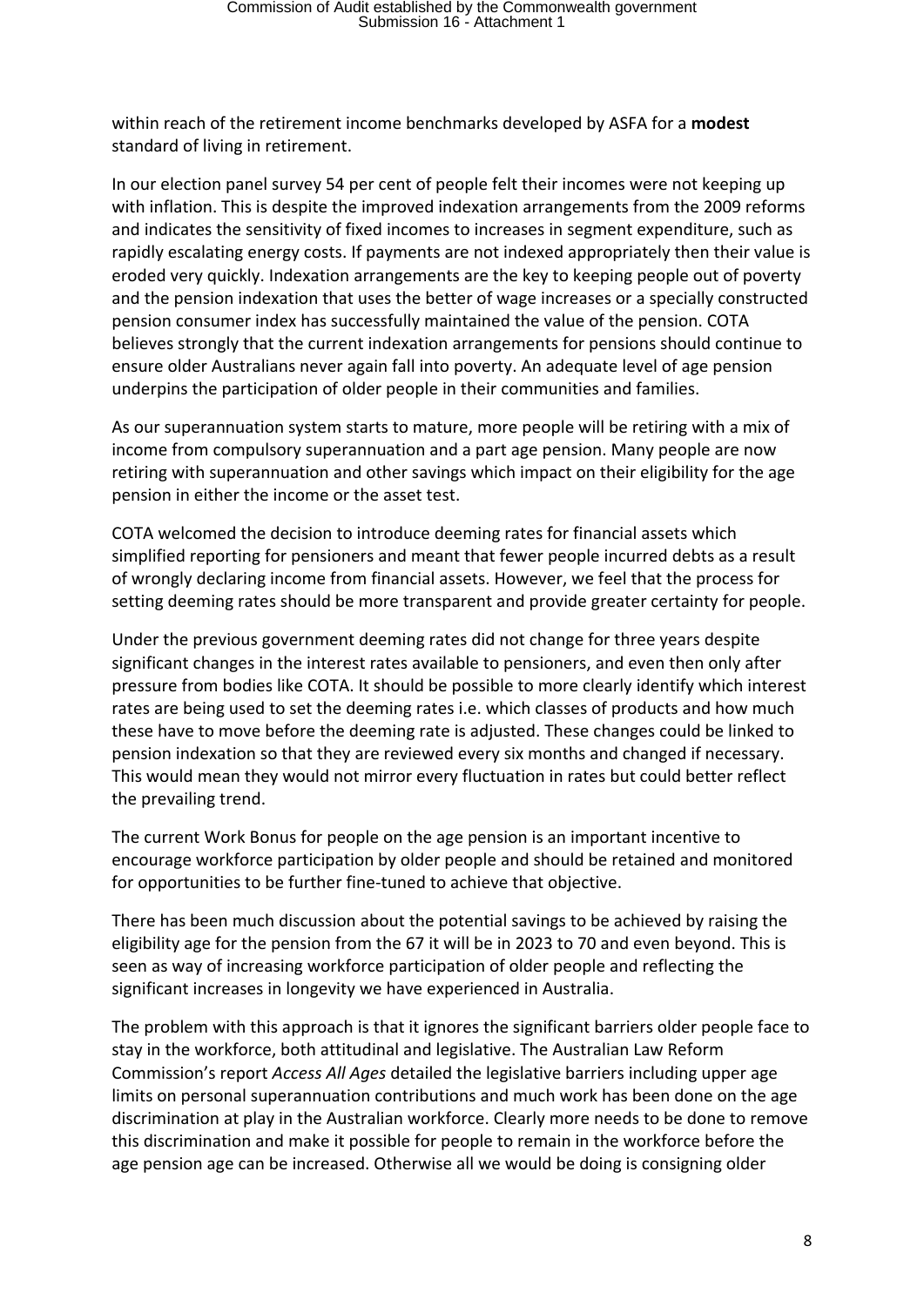within reach of the retirement income benchmarks developed by ASFA for a **modest** standard of living in retirement.

In our election panel survey 54 per cent of people felt their incomes were not keeping up with inflation. This is despite the improved indexation arrangements from the 2009 reforms and indicates the sensitivity of fixed incomes to increases in segment expenditure, such as rapidly escalating energy costs. If payments are not indexed appropriately then their value is eroded very quickly. Indexation arrangements are the key to keeping people out of poverty and the pension indexation that uses the better of wage increases or a specially constructed pension consumer index has successfully maintained the value of the pension. COTA believes strongly that the current indexation arrangements for pensions should continue to ensure older Australians never again fall into poverty. An adequate level of age pension underpins the participation of older people in their communities and families.

As our superannuation system starts to mature, more people will be retiring with a mix of income from compulsory superannuation and a part age pension. Many people are now retiring with superannuation and other savings which impact on their eligibility for the age pension in either the income or the asset test.

COTA welcomed the decision to introduce deeming rates for financial assets which simplified reporting for pensioners and meant that fewer people incurred debts as a result of wrongly declaring income from financial assets. However, we feel that the process for setting deeming rates should be more transparent and provide greater certainty for people.

Under the previous government deeming rates did not change for three years despite significant changes in the interest rates available to pensioners, and even then only after pressure from bodies like COTA. It should be possible to more clearly identify which interest rates are being used to set the deeming rates i.e. which classes of products and how much these have to move before the deeming rate is adjusted. These changes could be linked to pension indexation so that they are reviewed every six months and changed if necessary. This would mean they would not mirror every fluctuation in rates but could better reflect the prevailing trend.

The current Work Bonus for people on the age pension is an important incentive to encourage workforce participation by older people and should be retained and monitored for opportunities to be further fine-tuned to achieve that objective.

There has been much discussion about the potential savings to be achieved by raising the eligibility age for the pension from the 67 it will be in 2023 to 70 and even beyond. This is seen as way of increasing workforce participation of older people and reflecting the significant increases in longevity we have experienced in Australia.

The problem with this approach is that it ignores the significant barriers older people face to stay in the workforce, both attitudinal and legislative. The Australian Law Reform Commission's report *Access All Ages* detailed the legislative barriers including upper age limits on personal superannuation contributions and much work has been done on the age discrimination at play in the Australian workforce. Clearly more needs to be done to remove this discrimination and make it possible for people to remain in the workforce before the age pension age can be increased. Otherwise all we would be doing is consigning older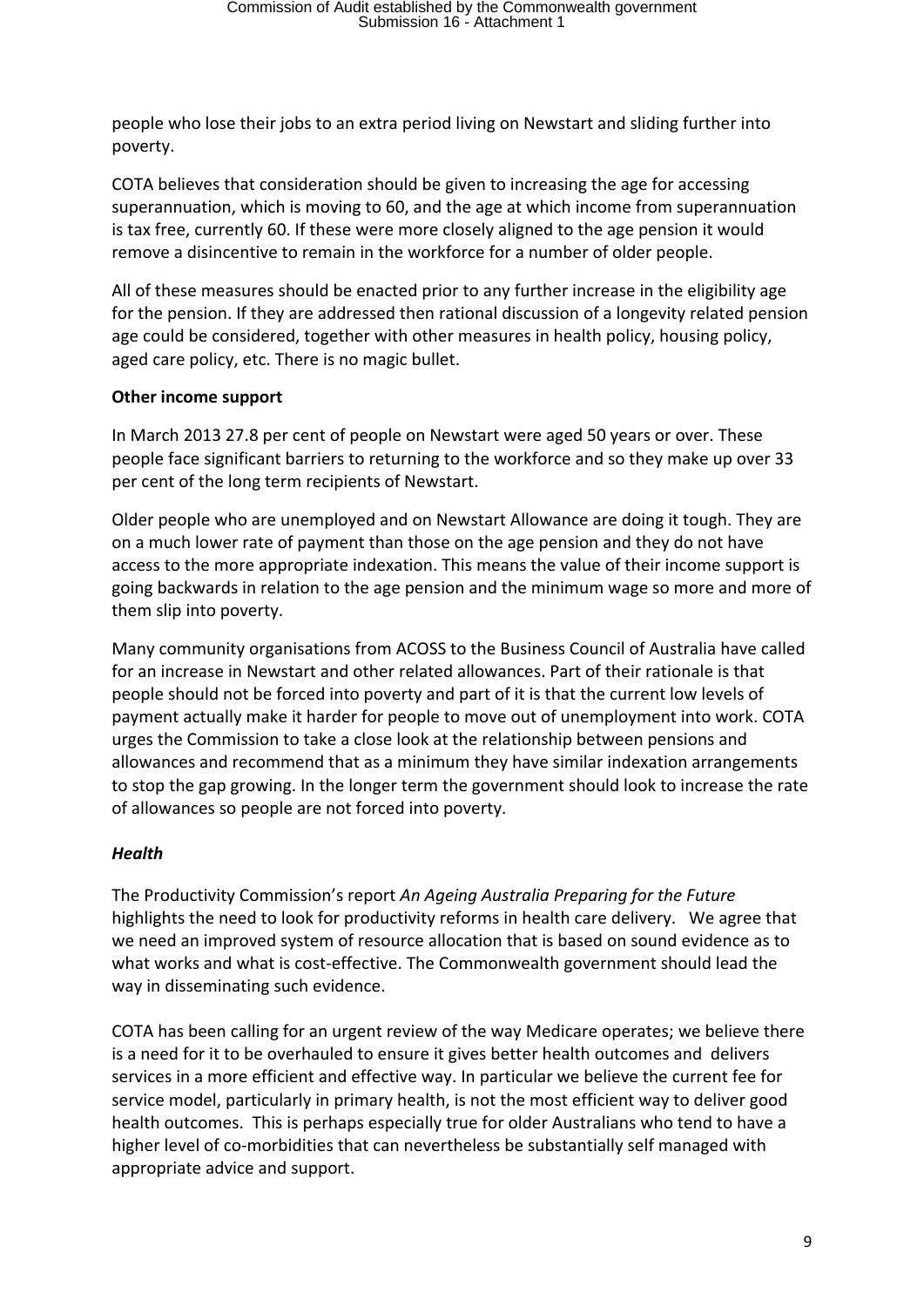people who lose their jobs to an extra period living on Newstart and sliding further into poverty.

COTA believes that consideration should be given to increasing the age for accessing superannuation, which is moving to 60, and the age at which income from superannuation is tax free, currently 60. If these were more closely aligned to the age pension it would remove a disincentive to remain in the workforce for a number of older people.

All of these measures should be enacted prior to any further increase in the eligibility age for the pension. If they are addressed then rational discussion of a longevity related pension age could be considered, together with other measures in health policy, housing policy, aged care policy, etc. There is no magic bullet.

**Other income support**

In March 2013 27.8 per cent of people on Newstart were aged 50 years or over. These people face significant barriers to returning to the workforce and so they make up over 33 per cent of the long term recipients of Newstart.

Older people who are unemployed and on Newstart Allowance are doing it tough. They are on a much lower rate of payment than those on the age pension and they do not have access to the more appropriate indexation. This means the value of their income support is going backwards in relation to the age pension and the minimum wage so more and more of them slip into poverty.

Many community organisations from ACOSS to the Business Council of Australia have called for an increase in Newstart and other related allowances. Part of their rationale is that people should not be forced into poverty and part of it is that the current low levels of payment actually make it harder for people to move out of unemployment into work. COTA urges the Commission to take a close look at the relationship between pensions and allowances and recommend that as a minimum they have similar indexation arrangements to stop the gap growing. In the longer term the government should look to increase the rate of allowances so people are not forced into poverty.

***Health***

The Productivity Commission's report *An Ageing Australia Preparing for the Future* highlights the need to look for productivity reforms in health care delivery. We agree that we need an improved system of resource allocation that is based on sound evidence as to what works and what is cost-effective. The Commonwealth government should lead the way in disseminating such evidence.

COTA has been calling for an urgent review of the way Medicare operates; we believe there is a need for it to be overhauled to ensure it gives better health outcomes and delivers services in a more efficient and effective way. In particular we believe the current fee for service model, particularly in primary health, is not the most efficient way to deliver good health outcomes. This is perhaps especially true for older Australians who tend to have a higher level of co-morbidities that can nevertheless be substantially self managed with appropriate advice and support.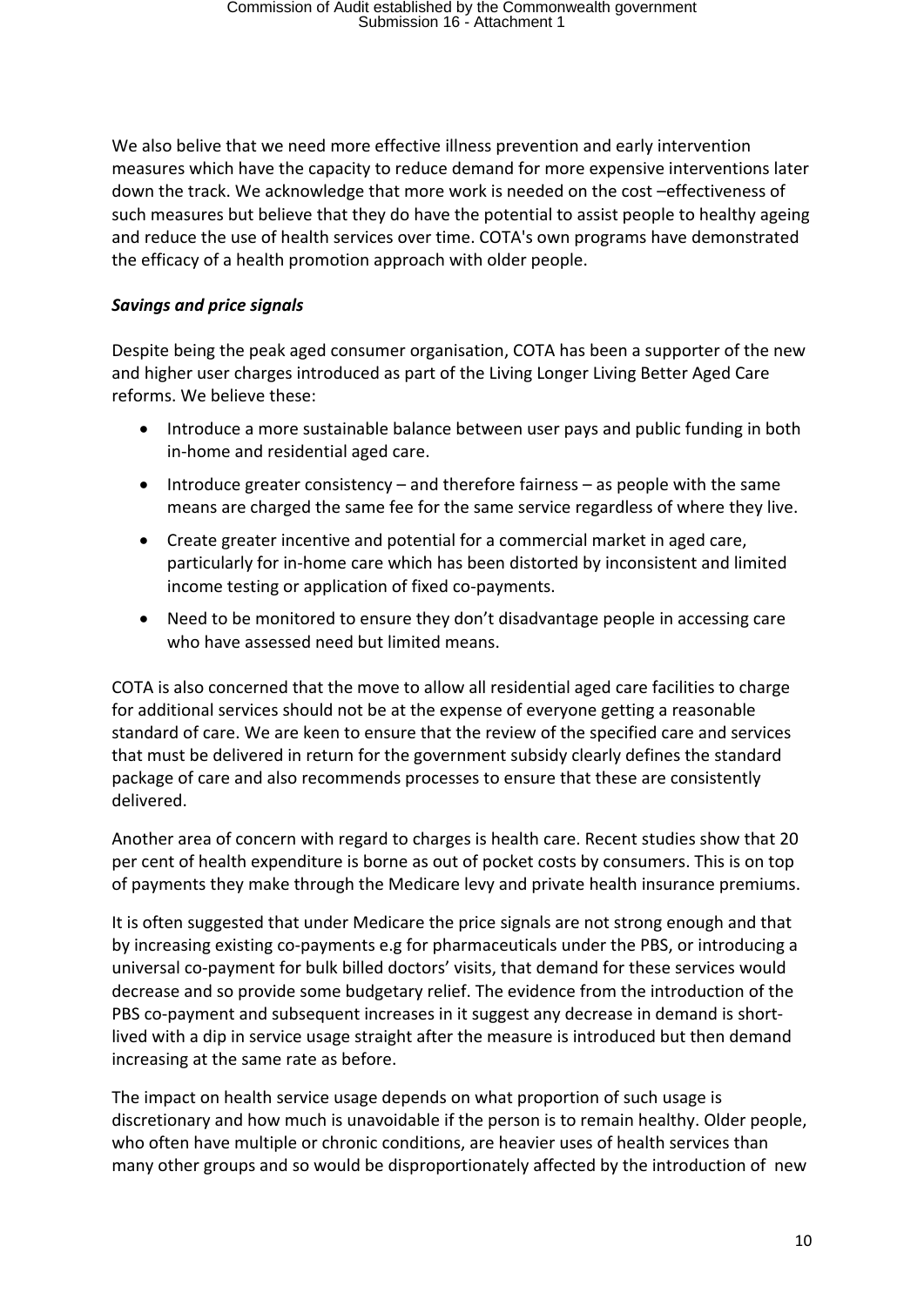We also belive that we need more effective illness prevention and early intervention measures which have the capacity to reduce demand for more expensive interventions later down the track. We acknowledge that more work is needed on the cost –effectiveness of such measures but believe that they do have the potential to assist people to healthy ageing and reduce the use of health services over time. COTA's own programs have demonstrated the efficacy of a health promotion approach with older people.

***Savings and price signals***

Despite being the peak aged consumer organisation, COTA has been a supporter of the new and higher user charges introduced as part of the Living Longer Living Better Aged Care reforms. We believe these:

- Introduce a more sustainable balance between user pays and public funding in both in-home and residential aged care.
- Introduce greater consistency – and therefore fairness – as people with the same means are charged the same fee for the same service regardless of where they live.
- Create greater incentive and potential for a commercial market in aged care, particularly for in-home care which has been distorted by inconsistent and limited income testing or application of fixed co-payments.
- Need to be monitored to ensure they don't disadvantage people in accessing care who have assessed need but limited means.

COTA is also concerned that the move to allow all residential aged care facilities to charge for additional services should not be at the expense of everyone getting a reasonable standard of care. We are keen to ensure that the review of the specified care and services that must be delivered in return for the government subsidy clearly defines the standard package of care and also recommends processes to ensure that these are consistently delivered.

Another area of concern with regard to charges is health care. Recent studies show that 20 per cent of health expenditure is borne as out of pocket costs by consumers. This is on top of payments they make through the Medicare levy and private health insurance premiums.

It is often suggested that under Medicare the price signals are not strong enough and that by increasing existing co-payments e.g for pharmaceuticals under the PBS, or introducing a universal co-payment for bulk billed doctors' visits, that demand for these services would decrease and so provide some budgetary relief. The evidence from the introduction of the PBS co-payment and subsequent increases in it suggest any decrease in demand is short-lived with a dip in service usage straight after the measure is introduced but then demand increasing at the same rate as before.

The impact on health service usage depends on what proportion of such usage is discretionary and how much is unavoidable if the person is to remain healthy. Older people, who often have multiple or chronic conditions, are heavier uses of health services than many other groups and so would be disproportionately affected by the introduction of new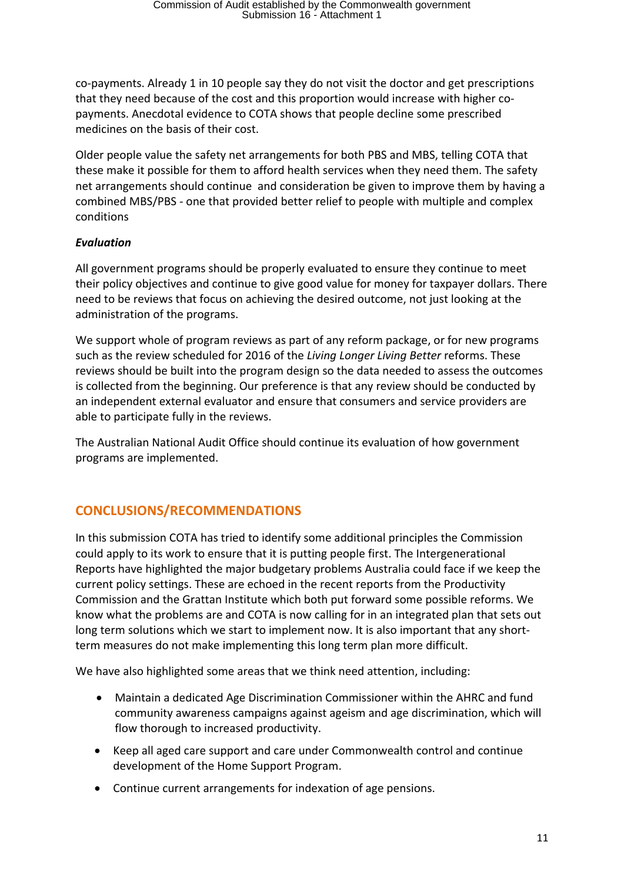co-payments. Already 1 in 10 people say they do not visit the doctor and get prescriptions that they need because of the cost and this proportion would increase with higher co-payments. Anecdotal evidence to COTA shows that people decline some prescribed medicines on the basis of their cost.

Older people value the safety net arrangements for both PBS and MBS, telling COTA that these make it possible for them to afford health services when they need them. The safety net arrangements should continue and consideration be given to improve them by having a combined MBS/PBS - one that provided better relief to people with multiple and complex conditions

***Evaluation***

All government programs should be properly evaluated to ensure they continue to meet their policy objectives and continue to give good value for money for taxpayer dollars. There need to be reviews that focus on achieving the desired outcome, not just looking at the administration of the programs.

We support whole of program reviews as part of any reform package, or for new programs such as the review scheduled for 2016 of the *Living Longer Living Better* reforms. These reviews should be built into the program design so the data needed to assess the outcomes is collected from the beginning. Our preference is that any review should be conducted by an independent external evaluator and ensure that consumers and service providers are able to participate fully in the reviews.

The Australian National Audit Office should continue its evaluation of how government programs are implemented.

## CONCLUSIONS/RECOMMENDATIONS

In this submission COTA has tried to identify some additional principles the Commission could apply to its work to ensure that it is putting people first. The Intergenerational Reports have highlighted the major budgetary problems Australia could face if we keep the current policy settings. These are echoed in the recent reports from the Productivity Commission and the Grattan Institute which both put forward some possible reforms. We know what the problems are and COTA is now calling for in an integrated plan that sets out long term solutions which we start to implement now. It is also important that any short-term measures do not make implementing this long term plan more difficult.

We have also highlighted some areas that we think need attention, including:

- Maintain a dedicated Age Discrimination Commissioner within the AHRC and fund community awareness campaigns against ageism and age discrimination, which will flow thorough to increased productivity.
- Keep all aged care support and care under Commonwealth control and continue development of the Home Support Program.
- Continue current arrangements for indexation of age pensions.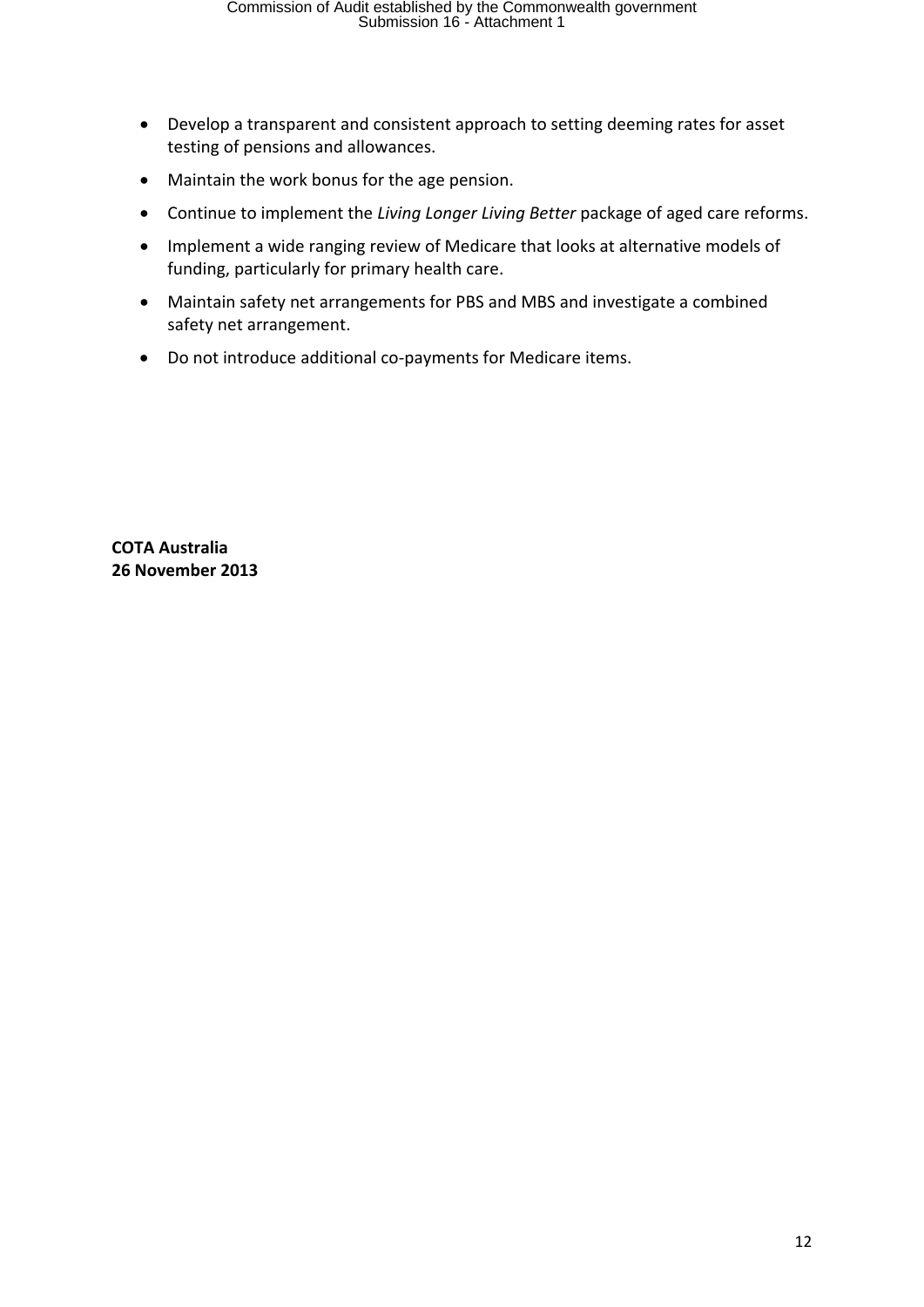- Develop a transparent and consistent approach to setting deeming rates for asset testing of pensions and allowances.
- Maintain the work bonus for the age pension.
- Continue to implement the *Living Longer Living Better* package of aged care reforms.
- Implement a wide ranging review of Medicare that looks at alternative models of funding, particularly for primary health care.
- Maintain safety net arrangements for PBS and MBS and investigate a combined safety net arrangement.
- Do not introduce additional co-payments for Medicare items.

**COTA Australia**
**26 November 2013**